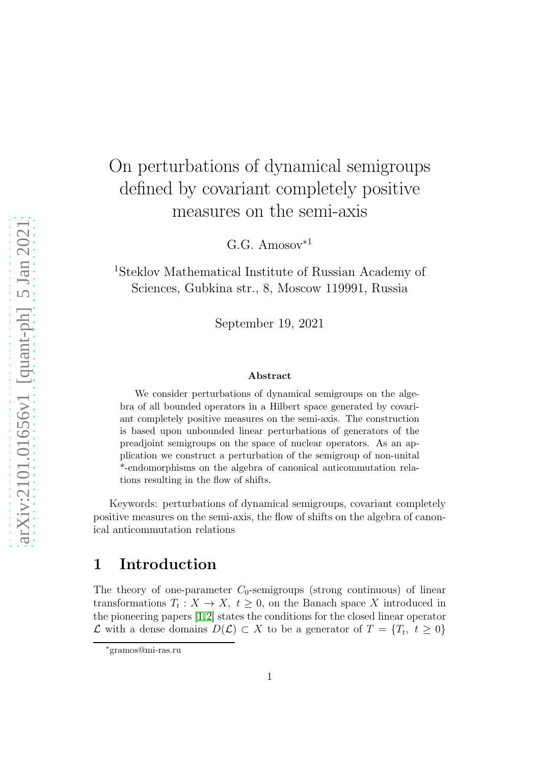# On perturbations of dynamical semigroups defined by covariant completely positive measures on the semi-axis

G.G. Amosov*[1]

[1]Steklov Mathematical Institute of Russian Academy of Sciences, Gubkina str., 8, Moscow 119991, Russia

September 19, 2021

### Abstract

We consider perturbations of dynamical semigroups on the algebra of all bounded operators in a Hilbert space generated by covariant completely positive measures on the semi-axis. The construction is based upon unbounded linear perturbations of generators of the preadjoint semigroups on the space of nuclear operators. As an application we construct a perturbation of the semigroup of non-unital *-endomorphisms on the algebra of canonical anticommutation relations resulting in the flow of shifts.

Keywords: perturbations of dynamical semigroups, covariant completely positive measures on the semi-axis, the flow of shifts on the algebra of canonical anticommutation relations

## 1 Introduction

The theory of one-parameter $C_0$-semigroups (strong continuous) of linear transformations $T_t : X \to X,\ t \geq 0$, on the Banach space $X$ introduced in the pioneering papers [1,2] states the conditions for the closed linear operator $\mathcal{L}$ with a dense domains $D(\mathcal{L}) \subset X$ to be a generator of $T = \{T_t,\ t \geq 0\}$

*gramos@mi-ras.ru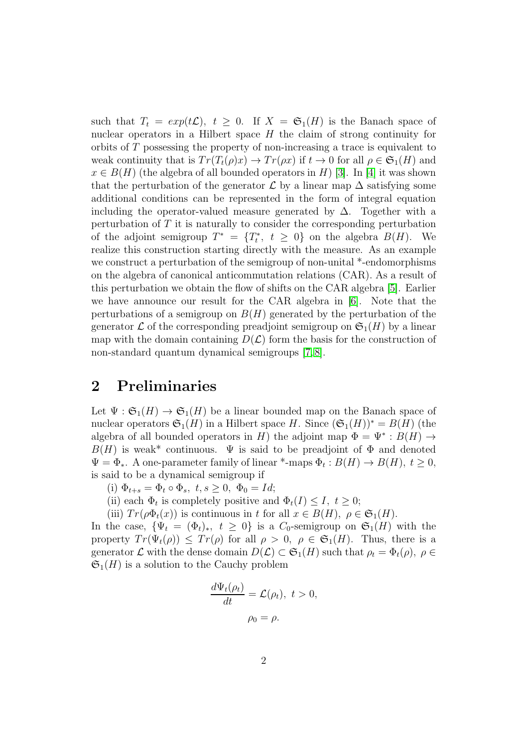such that $T_t = exp(t\mathcal{L}),\ t \geq 0$. If $X = \mathfrak{S}_1(H)$ is the Banach space of nuclear operators in a Hilbert space $H$ the claim of strong continuity for orbits of $T$ possessing the property of non-increasing a trace is equivalent to weak continuity that is $Tr(T_t(\rho)x) \to Tr(\rho x)$ if $t \to 0$ for all $\rho \in \mathfrak{S}_1(H)$ and $x \in B(H)$ (the algebra of all bounded operators in $H$) [3]. In [4] it was shown that the perturbation of the generator $\mathcal{L}$ by a linear map $\Delta$ satisfying some additional conditions can be represented in the form of integral equation including the operator-valued measure generated by $\Delta$. Together with a perturbation of $T$ it is naturally to consider the corresponding perturbation of the adjoint semigroup $T^* = \{T_t^*,\ t \geq 0\}$ on the algebra $B(H)$. We realize this construction starting directly with the measure. As an example we construct a perturbation of the semigroup of non-unital *-endomorphisms on the algebra of canonical anticommutation relations (CAR). As a result of this perturbation we obtain the flow of shifts on the CAR algebra [5]. Earlier we have announce our result for the CAR algebra in [6]. Note that the perturbations of a semigroup on $B(H)$ generated by the perturbation of the generator $\mathcal{L}$ of the corresponding preadjoint semigroup on $\mathfrak{S}_1(H)$ by a linear map with the domain containing $D(\mathcal{L})$ form the basis for the construction of non-standard quantum dynamical semigroups [7,8].

## 2 Preliminaries

Let $\Psi : \mathfrak{S}_1(H) \to \mathfrak{S}_1(H)$ be a linear bounded map on the Banach space of nuclear operators $\mathfrak{S}_1(H)$ in a Hilbert space $H$. Since $(\mathfrak{S}_1(H))^* = B(H)$ (the algebra of all bounded operators in $H$) the adjoint map $\Phi = \Psi^* : B(H) \to B(H)$ is weak* continuous. $\Psi$ is said to be preadjoint of $\Phi$ and denoted $\Psi = \Phi_*$. A one-parameter family of linear *-maps $\Phi_t : B(H) \to B(H),\ t \geq 0$, is said to be a dynamical semigroup if

(i) $\Phi_{t+s} = \Phi_t \circ \Phi_s,\ t, s \geq 0,\ \Phi_0 = Id$;

(ii) each $\Phi_t$ is completely positive and $\Phi_t(I) \leq I,\ t \geq 0$;

(iii) $Tr(\rho \Phi_t(x))$ is continuous in $t$ for all $x \in B(H),\ \rho \in \mathfrak{S}_1(H)$.

In the case, $\{\Psi_t = (\Phi_t)_*,\ t \geq 0\}$ is a $C_0$-semigroup on $\mathfrak{S}_1(H)$ with the property $Tr(\Psi_t(\rho)) \leq Tr(\rho)$ for all $\rho > 0,\ \rho \in \mathfrak{S}_1(H)$. Thus, there is a generator $\mathcal{L}$ with the dense domain $D(\mathcal{L}) \subset \mathfrak{S}_1(H)$ such that $\rho_t = \Phi_t(\rho),\ \rho \in \mathfrak{S}_1(H)$ is a solution to the Cauchy problem

$$\frac{d\Psi_t(\rho_t)}{dt} = \mathcal{L}(\rho_t),\ t > 0,$$

$$\rho_0 = \rho.$$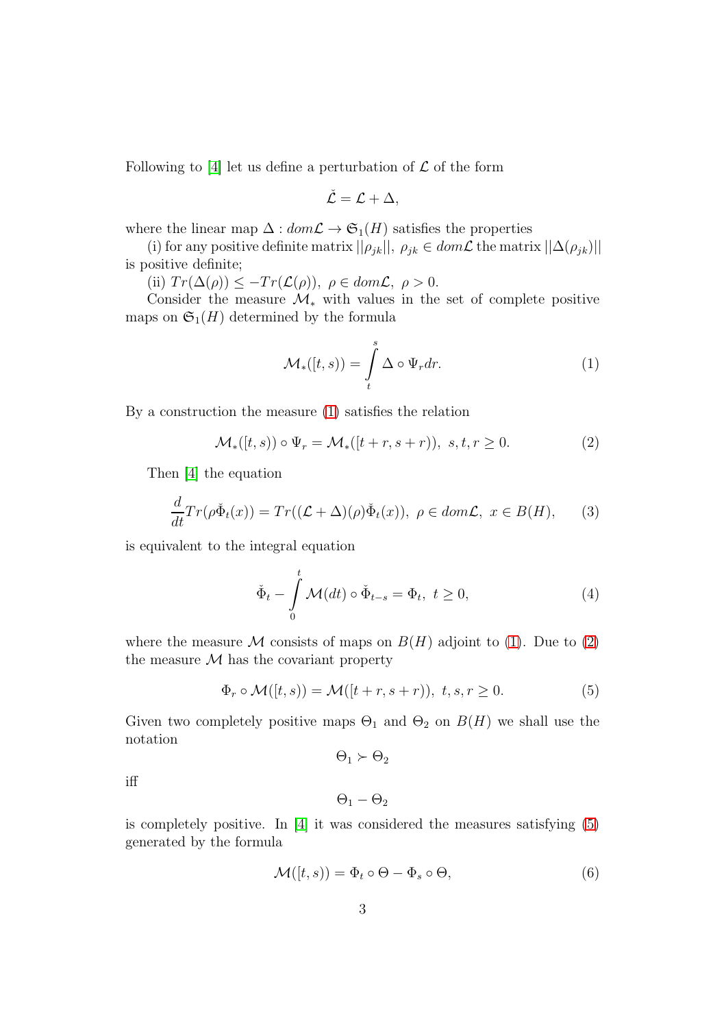Following to [4] let us define a perturbation of $\mathcal{L}$ of the form

$$\check{\mathcal{L}} = \mathcal{L} + \Delta,$$

where the linear map $\Delta : dom\mathcal{L} \to \mathfrak{S}_1(H)$ satisfies the properties

(i) for any positive definite matrix $||\rho_{jk}||,\ \rho_{jk} \in dom\mathcal{L}$ the matrix $||\Delta(\rho_{jk})||$ is positive definite;

(ii) $Tr(\Delta(\rho)) \leq -Tr(\mathcal{L}(\rho)),\ \rho \in dom\mathcal{L},\ \rho > 0.$

Consider the measure $\mathcal{M}_*$ with values in the set of complete positive maps on $\mathfrak{S}_1(H)$ determined by the formula

$$\mathcal{M}_*([t,s)) = \int\limits_t^s \Delta \circ \Psi_r dr. \tag{1}$$

By a construction the measure (1) satisfies the relation

$$\mathcal{M}_*([t,s)) \circ \Psi_r = \mathcal{M}_*([t+r, s+r)),\ s,t,r \geq 0. \tag{2}$$

Then [4] the equation

$$\frac{d}{dt}Tr(\rho\check{\Phi}_t(x)) = Tr((\mathcal{L}+\Delta)(\rho)\check{\Phi}_t(x)),\ \rho \in dom\mathcal{L},\ x \in B(H), \tag{3}$$

is equivalent to the integral equation

$$\check{\Phi}_t - \int\limits_0^t \mathcal{M}(dt) \circ \check{\Phi}_{t-s} = \Phi_t,\ t \geq 0, \tag{4}$$

where the measure $\mathcal{M}$ consists of maps on $B(H)$ adjoint to (1). Due to (2) the measure $\mathcal{M}$ has the covariant property

$$\Phi_r \circ \mathcal{M}([t,s)) = \mathcal{M}([t+r, s+r)),\ t,s,r \geq 0. \tag{5}$$

Given two completely positive maps $\Theta_1$ and $\Theta_2$ on $B(H)$ we shall use the notation

$$\Theta_1 \succ \Theta_2$$

iff

$$\Theta_1 - \Theta_2$$

is completely positive. In [4] it was considered the measures satisfying (5) generated by the formula

$$\mathcal{M}([t,s)) = \Phi_t \circ \Theta - \Phi_s \circ \Theta, \tag{6}$$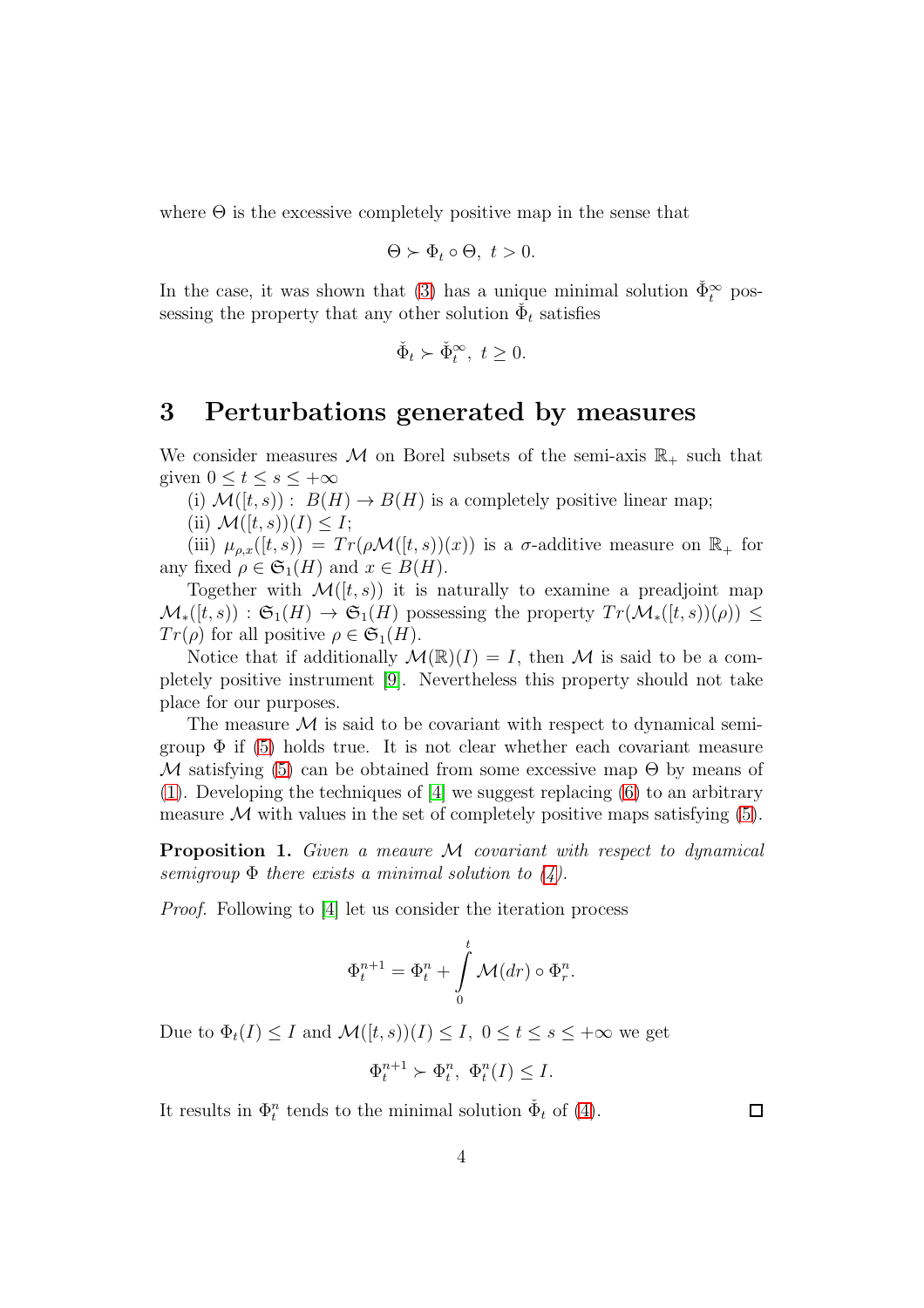where $\Theta$ is the excessive completely positive map in the sense that

$$\Theta \succ \Phi_t \circ \Theta,\ t > 0.$$

In the case, it was shown that (3) has a unique minimal solution $\check{\Phi}_t^{\infty}$ possessing the property that any other solution $\check{\Phi}_t$ satisfies

$$\check{\Phi}_t \succ \check{\Phi}_t^{\infty},\ t \geq 0.$$

# 3 Perturbations generated by measures

We consider measures $\mathcal{M}$ on Borel subsets of the semi-axis $\mathbb{R}_+$ such that given $0 \leq t \leq s \leq +\infty$

(i) $\mathcal{M}([t,s)):\ B(H) \to B(H)$ is a completely positive linear map;

(ii) $\mathcal{M}([t,s))(I) \leq I$;

(iii) $\mu_{\rho,x}([t,s)) = Tr(\rho \mathcal{M}([t,s))(x))$ is a $\sigma$-additive measure on $\mathbb{R}_+$ for any fixed $\rho \in \mathfrak{S}_1(H)$ and $x \in B(H)$.

Together with $\mathcal{M}([t,s))$ it is naturally to examine a preadjoint map $\mathcal{M}_*([t,s)) : \mathfrak{S}_1(H) \to \mathfrak{S}_1(H)$ possessing the property $Tr(\mathcal{M}_*([t,s))(\rho)) \leq Tr(\rho)$ for all positive $\rho \in \mathfrak{S}_1(H)$.

Notice that if additionally $\mathcal{M}(\mathbb{R})(I) = I$, then $\mathcal{M}$ is said to be a completely positive instrument [9]. Nevertheless this property should not take place for our purposes.

The measure $\mathcal{M}$ is said to be covariant with respect to dynamical semigroup $\Phi$ if (5) holds true. It is not clear whether each covariant measure $\mathcal{M}$ satisfying (5) can be obtained from some excessive map $\Theta$ by means of (1). Developing the techniques of [4] we suggest replacing (6) to an arbitrary measure $\mathcal{M}$ with values in the set of completely positive maps satisfying (5).

**Proposition 1.** *Given a meaure $\mathcal{M}$ covariant with respect to dynamical semigroup $\Phi$ there exists a minimal solution to (4).*

*Proof.* Following to [4] let us consider the iteration process

$$\Phi_t^{n+1} = \Phi_t^n + \int\limits_0^t \mathcal{M}(dr) \circ \Phi_r^n.$$

Due to $\Phi_t(I) \leq I$ and $\mathcal{M}([t,s))(I) \leq I,\ 0 \leq t \leq s \leq +\infty$ we get

$$\Phi_t^{n+1} \succ \Phi_t^n,\ \Phi_t^n(I) \leq I.$$

It results in $\Phi_t^n$ tends to the minimal solution $\check{\Phi}_t$ of (4). $\square$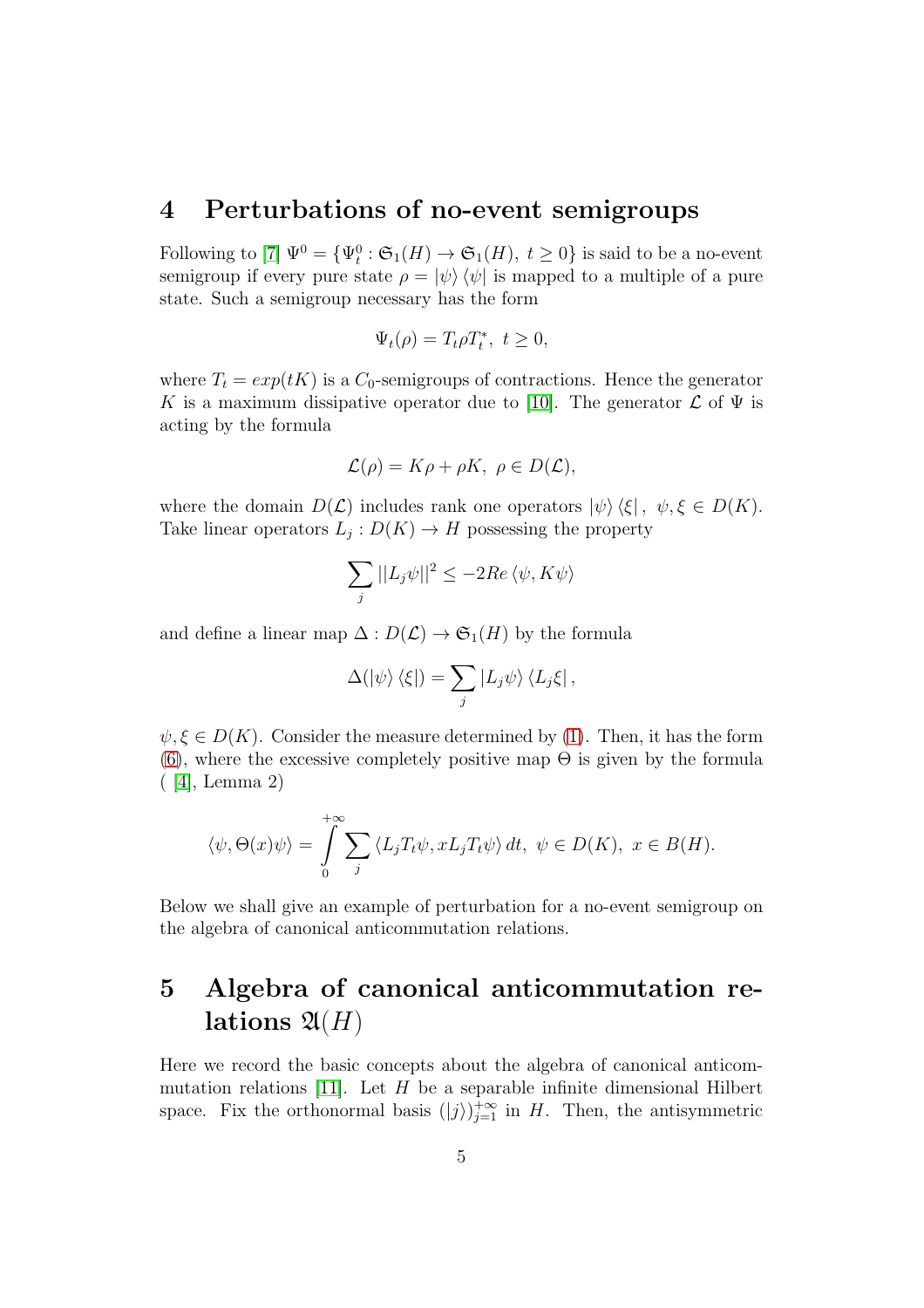# 4 Perturbations of no-event semigroups

Following to [7] $\Psi^0 = \{\Psi^0_t : \mathfrak{S}_1(H) \to \mathfrak{S}_1(H),\ t \geq 0\}$ is said to be a no-event semigroup if every pure state $\rho = |\psi\rangle\langle\psi|$ is mapped to a multiple of a pure state. Such a semigroup necessary has the form

$$\Psi_t(\rho) = T_t \rho T_t^*,\ t \geq 0,$$

where $T_t = exp(tK)$ is a $C_0$-semigroups of contractions. Hence the generator $K$ is a maximum dissipative operator due to [10]. The generator $\mathcal{L}$ of $\Psi$ is acting by the formula

$$\mathcal{L}(\rho) = K\rho + \rho K,\ \rho \in D(\mathcal{L}),$$

where the domain $D(\mathcal{L})$ includes rank one operators $|\psi\rangle\langle\xi|,\ \psi, \xi \in D(K)$. Take linear operators $L_j : D(K) \to H$ possessing the property

$$\sum_j ||L_j\psi||^2 \leq -2Re\langle\psi, K\psi\rangle$$

and define a linear map $\Delta : D(\mathcal{L}) \to \mathfrak{S}_1(H)$ by the formula

$$\Delta(|\psi\rangle\langle\xi|) = \sum_j |L_j\psi\rangle\langle L_j\xi|,$$

$\psi, \xi \in D(K)$. Consider the measure determined by (1). Then, it has the form (6), where the excessive completely positive map $\Theta$ is given by the formula ( [4], Lemma 2)

$$\langle\psi, \Theta(x)\psi\rangle = \int\limits_0^{+\infty} \sum_j \langle L_j T_t\psi, x L_j T_t\psi\rangle\, dt,\ \psi \in D(K),\ x \in B(H).$$

Below we shall give an example of perturbation for a no-event semigroup on the algebra of canonical anticommutation relations.

# 5 Algebra of canonical anticommutation relations $\mathfrak{A}(H)$

Here we record the basic concepts about the algebra of canonical anticommutation relations [11]. Let $H$ be a separable infinite dimensional Hilbert space. Fix the orthonormal basis $(|j\rangle)_{j=1}^{+\infty}$ in $H$. Then, the antisymmetric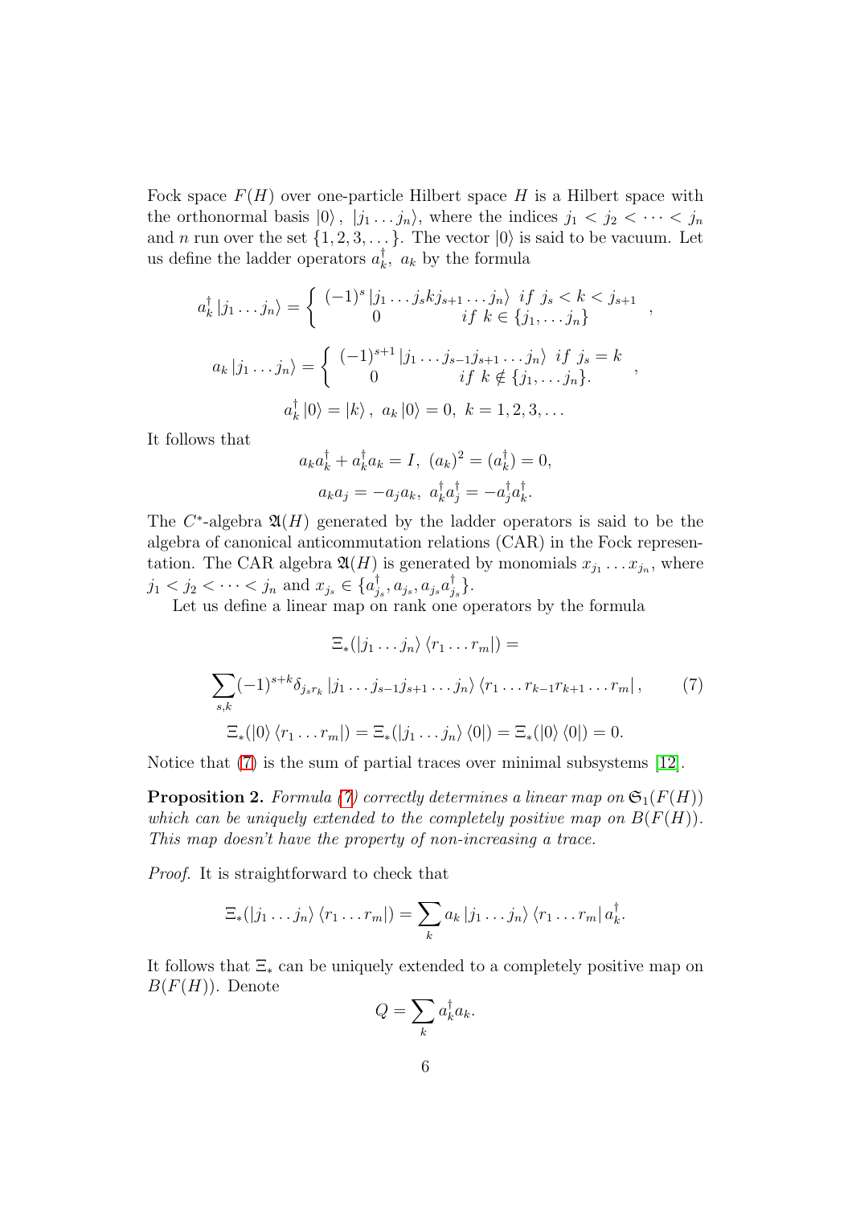Fock space $F(H)$ over one-particle Hilbert space $H$ is a Hilbert space with the orthonormal basis $|0\rangle$, $|j_1 \dots j_n\rangle$, where the indices $j_1 < j_2 < \dots < j_n$ and $n$ run over the set $\{1, 2, 3, \dots\}$. The vector $|0\rangle$ is said to be vacuum. Let us define the ladder operators $a_k^\dagger$, $a_k$ by the formula

$$
a_k^\dagger |j_1 \dots j_n\rangle = \left\{ \begin{array}{cc} (-1)^s |j_1 \dots j_s k j_{s+1} \dots j_n\rangle & if\ j_s < k < j_{s+1} \\ 0 & if\ k \in \{j_1, \dots j_n\} \end{array} \right. ,
$$

$$
a_k |j_1 \dots j_n\rangle = \left\{ \begin{array}{cc} (-1)^{s+1} |j_1 \dots j_{s-1} j_{s+1} \dots j_n\rangle & if\ j_s = k \\ 0 & if\ k \notin \{j_1, \dots j_n\}. \end{array} \right. ,
$$

$$
a_k^\dagger |0\rangle = |k\rangle, \ a_k |0\rangle = 0, \ k = 1, 2, 3, \dots
$$

It follows that

$$
a_k a_k^\dagger + a_k^\dagger a_k = I, \ (a_k)^2 = (a_k^\dagger) = 0,
$$

$$
a_k a_j = -a_j a_k, \ a_k^\dagger a_j^\dagger = -a_j^\dagger a_k^\dagger.
$$

The $C^*$-algebra $\mathfrak{A}(H)$ generated by the ladder operators is said to be the algebra of canonical anticommutation relations (CAR) in the Fock representation. The CAR algebra $\mathfrak{A}(H)$ is generated by monomials $x_{j_1} \dots x_{j_n}$, where $j_1 < j_2 < \dots < j_n$ and $x_{j_s} \in \{a_{j_s}^\dagger, a_{j_s}, a_{j_s} a_{j_s}^\dagger\}$.

Let us define a linear map on rank one operators by the formula

$$
\Xi_*(|j_1 \dots j_n\rangle \langle r_1 \dots r_m|) =
$$

$$
\sum_{s,k} (-1)^{s+k} \delta_{j_s r_k} |j_1 \dots j_{s-1} j_{s+1} \dots j_n\rangle \langle r_1 \dots r_{k-1} r_{k+1} \dots r_m| , \tag{7}
$$

$$
\Xi_*(|0\rangle \langle r_1 \dots r_m|) = \Xi_*(|j_1 \dots j_n\rangle \langle 0|) = \Xi_*(|0\rangle \langle 0|) = 0.
$$

Notice that (7) is the sum of partial traces over minimal subsystems [12].

**Proposition 2.** *Formula (7) correctly determines a linear map on $\mathfrak{S}_1(F(H))$ which can be uniquely extended to the completely positive map on $B(F(H))$. This map doesn't have the property of non-increasing a trace.*

*Proof.* It is straightforward to check that

$$
\Xi_*(|j_1 \dots j_n\rangle \langle r_1 \dots r_m|) = \sum_k a_k |j_1 \dots j_n\rangle \langle r_1 \dots r_m| a_k^\dagger.
$$

It follows that $\Xi_*$ can be uniquely extended to a completely positive map on $B(F(H))$. Denote

$$
Q = \sum_k a_k^\dagger a_k.
$$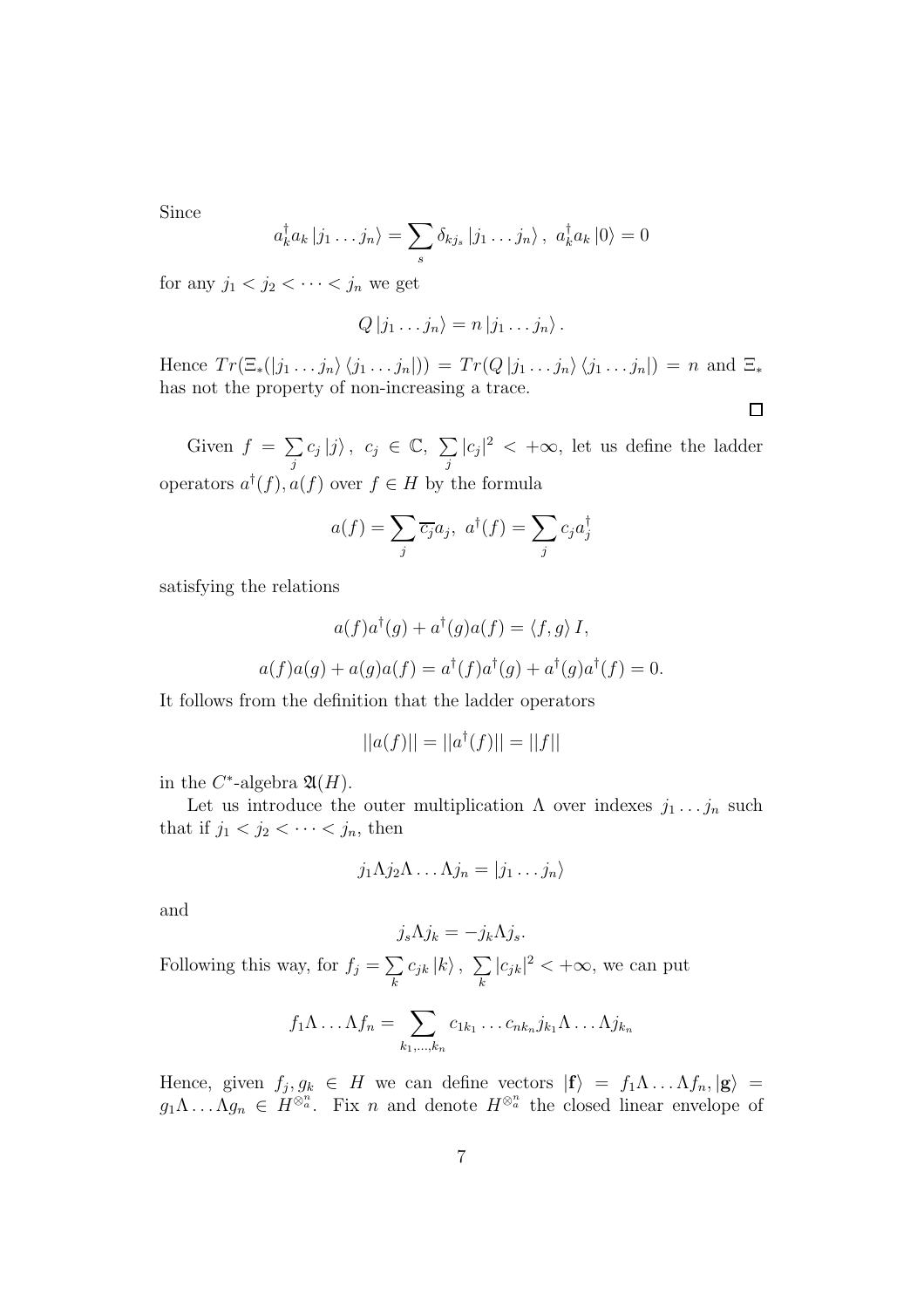Since

$$a_k^\dagger a_k \left|j_1 \dots j_n\right\rangle = \sum_s \delta_{kj_s} \left|j_1 \dots j_n\right\rangle, \ a_k^\dagger a_k \left|0\right\rangle = 0$$

for any $j_1 < j_2 < \dots < j_n$ we get

$$Q \left|j_1 \dots j_n\right\rangle = n \left|j_1 \dots j_n\right\rangle.$$

Hence $Tr(\Xi_*(\left|j_1 \dots j_n\right\rangle \left\langle j_1 \dots j_n\right|)) = Tr(Q \left|j_1 \dots j_n\right\rangle \left\langle j_1 \dots j_n\right|) = n$ and $\Xi_*$ has not the property of non-increasing a trace.

$\square$

Given $f = \sum\limits_j c_j \left|j\right\rangle, \ c_j \in \mathbb{C}, \ \sum\limits_j |c_j|^2 < +\infty$, let us define the ladder operators $a^\dagger(f), a(f)$ over $f \in H$ by the formula

$$a(f) = \sum_j \overline{c_j} a_j, \ a^\dagger(f) = \sum_j c_j a_j^\dagger$$

satisfying the relations

$$a(f)a^\dagger(g) + a^\dagger(g)a(f) = \left\langle f, g\right\rangle I,$$

$$a(f)a(g) + a(g)a(f) = a^\dagger(f)a^\dagger(g) + a^\dagger(g)a^\dagger(f) = 0.$$

It follows from the definition that the ladder operators

$$||a(f)|| = ||a^\dagger(f)|| = ||f||$$

in the $C^*$-algebra $\mathfrak{A}(H)$.

Let us introduce the outer multiplication $\Lambda$ over indexes $j_1 \dots j_n$ such that if $j_1 < j_2 < \dots < j_n$, then

$$j_1 \Lambda j_2 \Lambda \dots \Lambda j_n = \left|j_1 \dots j_n\right\rangle$$

and

$$j_s \Lambda j_k = -j_k \Lambda j_s.$$

Following this way, for $f_j = \sum\limits_k c_{jk} \left|k\right\rangle, \ \sum\limits_k |c_{jk}|^2 < +\infty$, we can put

$$f_1 \Lambda \dots \Lambda f_n = \sum_{k_1, \dots, k_n} c_{1k_1} \dots c_{nk_n} j_{k_1} \Lambda \dots \Lambda j_{k_n}$$

Hence, given $f_j, g_k \in H$ we can define vectors $\left|\mathbf{f}\right\rangle = f_1 \Lambda \dots \Lambda f_n, \left|\mathbf{g}\right\rangle = g_1 \Lambda \dots \Lambda g_n \in H^{\otimes_a^n}$. Fix $n$ and denote $H^{\otimes_a^n}$ the closed linear envelope of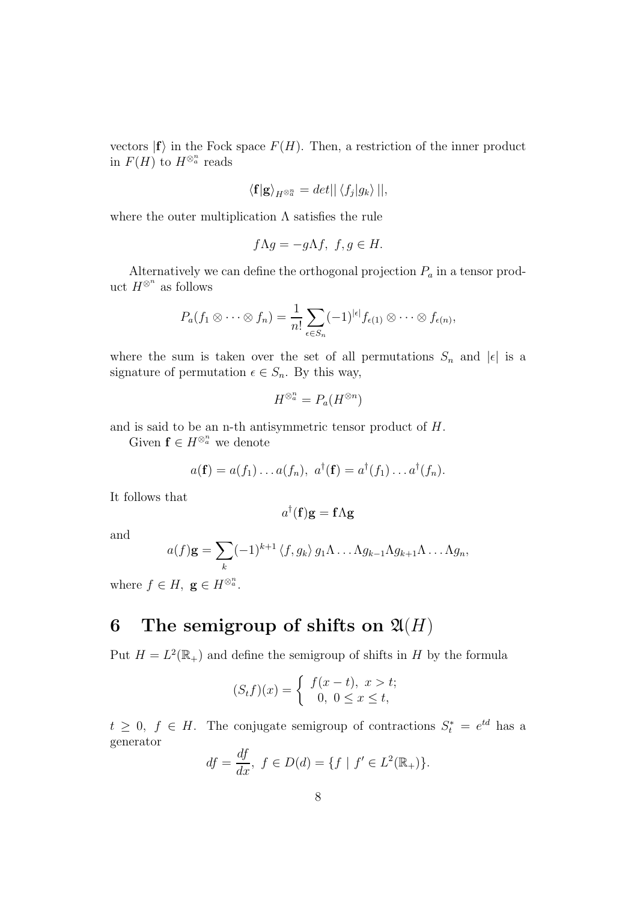vectors $|\mathbf{f}\rangle$ in the Fock space $F(H)$. Then, a restriction of the inner product in $F(H)$ to $H^{\otimes_a^n}$ reads

$$\langle \mathbf{f}|\mathbf{g}\rangle_{H^{\otimes_a^n}} = det|| \langle f_j|g_k\rangle ||,$$

where the outer multiplication $\Lambda$ satisfies the rule

$$f\Lambda g = -g\Lambda f, \ f, g \in H.$$

Alternatively we can define the orthogonal projection $P_a$ in a tensor product $H^{\otimes^n}$ as follows

$$P_a(f_1 \otimes \cdots \otimes f_n) = \frac{1}{n!}\sum_{\epsilon \in S_n}(-1)^{|\epsilon|} f_{\epsilon(1)} \otimes \cdots \otimes f_{\epsilon(n)},$$

where the sum is taken over the set of all permutations $S_n$ and $|\epsilon|$ is a signature of permutation $\epsilon \in S_n$. By this way,

$$H^{\otimes_a^n} = P_a(H^{\otimes n})$$

and is said to be an n-th antisymmetric tensor product of $H$.

Given $\mathbf{f} \in H^{\otimes_a^n}$ we denote

$$a(\mathbf{f}) = a(f_1)\dots a(f_n), \ a^{\dagger}(\mathbf{f}) = a^{\dagger}(f_1)\dots a^{\dagger}(f_n).$$

It follows that

$$a^{\dagger}(\mathbf{f})\mathbf{g} = \mathbf{f}\Lambda\mathbf{g}$$

and

$$a(f)\mathbf{g} = \sum_k (-1)^{k+1}\langle f, g_k\rangle\, g_1\Lambda\dots\Lambda g_{k-1}\Lambda g_{k+1}\Lambda\dots\Lambda g_n,$$

where $f \in H, \ \mathbf{g} \in H^{\otimes_a^n}$.

# 6 The semigroup of shifts on $\mathfrak{A}(H)$

Put $H = L^2(\mathbb{R}_+)$ and define the semigroup of shifts in $H$ by the formula

$$(S_t f)(x) = \begin{cases} f(x-t), \ x > t; \\ 0, \ 0 \le x \le t, \end{cases}$$

$t \ge 0, \ f \in H$. The conjugate semigroup of contractions $S_t^* = e^{td}$ has a generator

$$df = \frac{df}{dx}, \ f \in D(d) = \{f \mid f' \in L^2(\mathbb{R}_+)\}.$$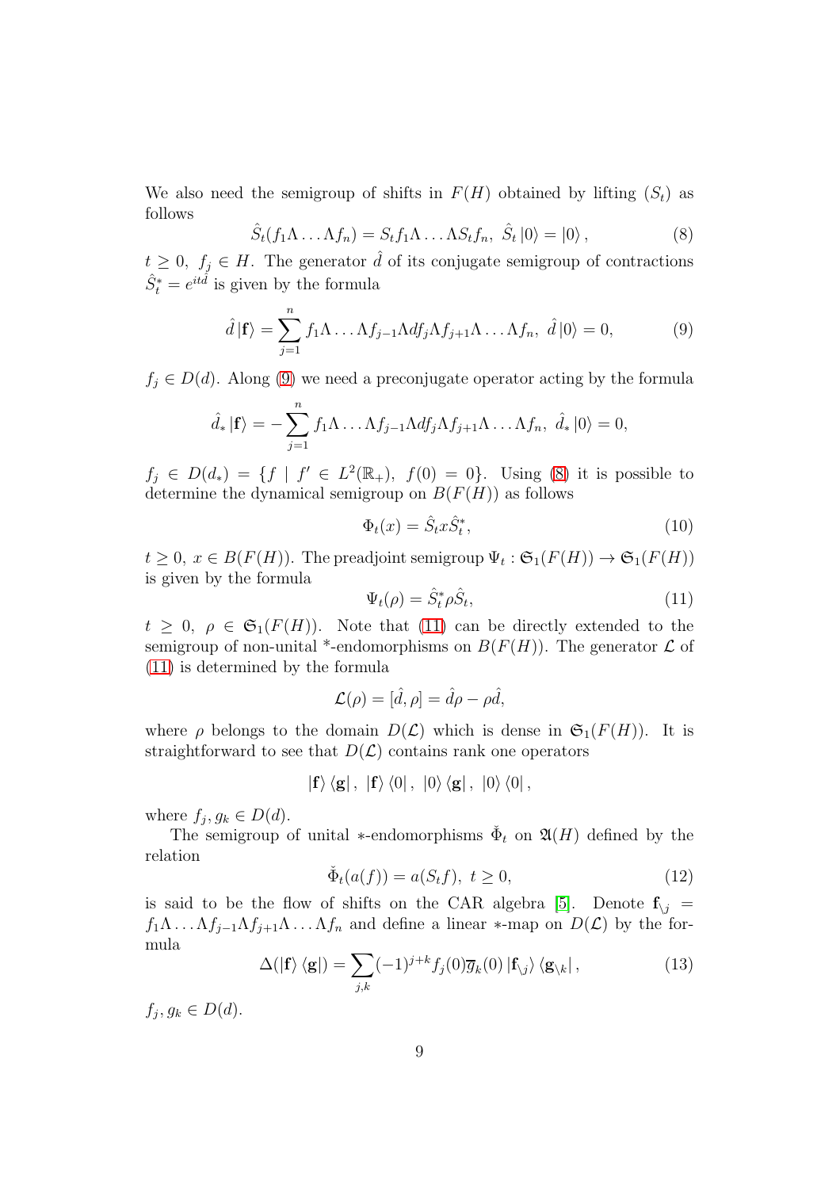We also need the semigroup of shifts in $F(H)$ obtained by lifting $(S_t)$ as follows

$$\hat{S}_t(f_1\Lambda\ldots\Lambda f_n) = S_t f_1\Lambda\ldots\Lambda S_t f_n,\ \hat{S}_t\left|0\right\rangle = \left|0\right\rangle, \tag{8}$$

$t\geq 0,\ f_j\in H$. The generator $\hat{d}$ of its conjugate semigroup of contractions $\hat{S}_t^* = e^{it\hat{d}}$ is given by the formula

$$\hat{d}\left|\mathbf{f}\right\rangle = \sum_{j=1}^{n} f_1\Lambda\ldots\Lambda f_{j-1}\Lambda df_j\Lambda f_{j+1}\Lambda\ldots\Lambda f_n,\ \hat{d}\left|0\right\rangle = 0, \tag{9}$$

$f_j\in D(d)$. Along (9) we need a preconjugate operator acting by the formula

$$\hat{d}_*\left|\mathbf{f}\right\rangle = -\sum_{j=1}^{n} f_1\Lambda\ldots\Lambda f_{j-1}\Lambda df_j\Lambda f_{j+1}\Lambda\ldots\Lambda f_n,\ \hat{d}_*\left|0\right\rangle = 0,$$

$f_j\in D(d_*) = \{f\mid f'\in L^2(\mathbb{R}_+),\ f(0)=0\}$. Using (8) it is possible to determine the dynamical semigroup on $B(F(H))$ as follows

$$\Phi_t(x) = \hat{S}_t x\hat{S}_t^*, \tag{10}$$

$t\geq 0,\ x\in B(F(H))$. The preadjoint semigroup $\Psi_t:\mathfrak{S}_1(F(H))\to\mathfrak{S}_1(F(H))$ is given by the formula

$$\Psi_t(\rho) = \hat{S}_t^*\rho\hat{S}_t, \tag{11}$$

$t\geq 0,\ \rho\in\mathfrak{S}_1(F(H))$. Note that (11) can be directly extended to the semigroup of non-unital *-endomorphisms on $B(F(H))$. The generator $\mathcal{L}$ of (11) is determined by the formula

$$\mathcal{L}(\rho) = [\hat{d},\rho] = \hat{d}\rho - \rho\hat{d},$$

where $\rho$ belongs to the domain $D(\mathcal{L})$ which is dense in $\mathfrak{S}_1(F(H))$. It is straightforward to see that $D(\mathcal{L})$ contains rank one operators

$$\left|\mathbf{f}\right\rangle\left\langle\mathbf{g}\right|,\ \left|\mathbf{f}\right\rangle\left\langle 0\right|,\ \left|0\right\rangle\left\langle\mathbf{g}\right|,\ \left|0\right\rangle\left\langle 0\right|,$$

where $f_j, g_k\in D(d)$.

The semigroup of unital $*$-endomorphisms $\check{\Phi}_t$ on $\mathfrak{A}(H)$ defined by the relation

$$\check{\Phi}_t(a(f)) = a(S_t f),\ t\geq 0, \tag{12}$$

is said to be the flow of shifts on the CAR algebra [5]. Denote $\mathbf{f}_{\setminus j} = f_1\Lambda\ldots\Lambda f_{j-1}\Lambda f_{j+1}\Lambda\ldots\Lambda f_n$ and define a linear $*$-map on $D(\mathcal{L})$ by the formula

$$\Delta(\left|\mathbf{f}\right\rangle\left\langle\mathbf{g}\right|) = \sum_{j,k}(-1)^{j+k} f_j(0)\overline{g}_k(0)\left|\mathbf{f}_{\setminus j}\right\rangle\left\langle\mathbf{g}_{\setminus k}\right|, \tag{13}$$

$f_j, g_k\in D(d)$.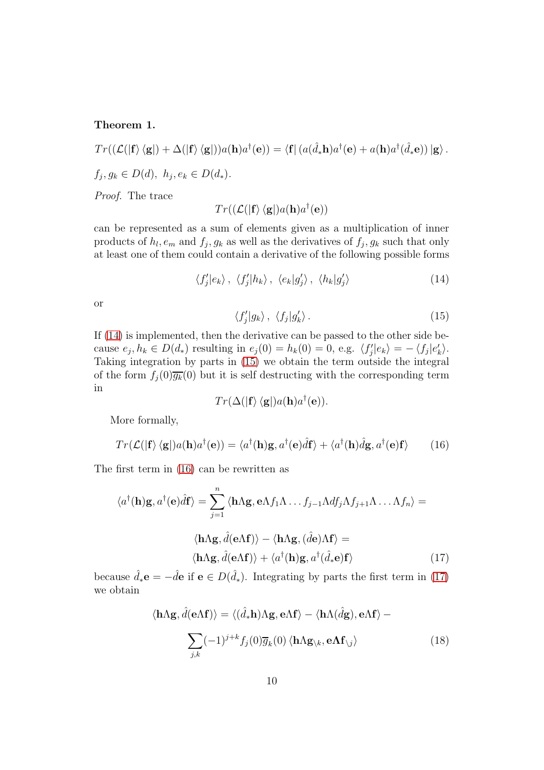**Theorem 1.**

$$Tr((\mathcal{L}(|\mathbf{f}\rangle\langle\mathbf{g}|)+\Delta(|\mathbf{f}\rangle\langle\mathbf{g}|))a(\mathbf{h})a^{\dagger}(\mathbf{e}))=\langle\mathbf{f}|\left(a(\hat{d}_*\mathbf{h})a^{\dagger}(\mathbf{e})+a(\mathbf{h})a^{\dagger}(\hat{d}_*\mathbf{e})\right)|\mathbf{g}\rangle.$$

$f_j, g_k\in D(d),\ h_j, e_k\in D(d_*)$.

*Proof.* The trace

$$Tr((\mathcal{L}(|\mathbf{f}\rangle\langle\mathbf{g}|)a(\mathbf{h})a^{\dagger}(\mathbf{e}))$$

can be represented as a sum of elements given as a multiplication of inner products of $h_l, e_m$ and $f_j, g_k$ as well as the derivatives of $f_j, g_k$ such that only at least one of them could contain a derivative of the following possible forms

$$\langle f_j'|e_k\rangle,\ \langle f_j'|h_k\rangle,\ \langle e_k|g_j'\rangle,\ \langle h_k|g_j'\rangle \tag{14}$$

or

$$\langle f_j'|g_k\rangle,\ \langle f_j|g_k'\rangle. \tag{15}$$

If (14) is implemented, then the derivative can be passed to the other side because $e_j, h_k\in D(d_*)$ resulting in $e_j(0)=h_k(0)=0$, e.g. $\langle f_j'|e_k\rangle=-\langle f_j|e_k'\rangle$. Taking integration by parts in (15) we obtain the term outside the integral of the form $f_j(0)\overline{g_k}(0)$ but it is self destructing with the corresponding term in

$$Tr(\Delta(|\mathbf{f}\rangle\langle\mathbf{g}|)a(\mathbf{h})a^{\dagger}(\mathbf{e})).$$

More formally,

$$Tr(\mathcal{L}(|\mathbf{f}\rangle\langle\mathbf{g}|)a(\mathbf{h})a^{\dagger}(\mathbf{e}))=\langle a^{\dagger}(\mathbf{h})\mathbf{g},a^{\dagger}(\mathbf{e})\hat{d}\mathbf{f}\rangle+\langle a^{\dagger}(\mathbf{h})\hat{d}\mathbf{g},a^{\dagger}(\mathbf{e})\mathbf{f}\rangle \tag{16}$$

The first term in (16) can be rewritten as

$$\langle a^{\dagger}(\mathbf{h})\mathbf{g},a^{\dagger}(\mathbf{e})\hat{d}\mathbf{f}\rangle=\sum_{j=1}^{n}\langle\mathbf{h}\Lambda\mathbf{g},\mathbf{e}\Lambda f_1\Lambda\dots f_{j-1}\Lambda df_j\Lambda f_{j+1}\Lambda\dots\Lambda f_n\rangle=$$

$$\langle\mathbf{h}\Lambda\mathbf{g},\hat{d}(\mathbf{e}\Lambda\mathbf{f})\rangle-\langle\mathbf{h}\Lambda\mathbf{g},(\hat{d}\mathbf{e})\Lambda\mathbf{f}\rangle=$$

$$\langle\mathbf{h}\Lambda\mathbf{g},\hat{d}(\mathbf{e}\Lambda\mathbf{f})\rangle+\langle a^{\dagger}(\mathbf{h})\mathbf{g},a^{\dagger}(\hat{d}_*\mathbf{e})\mathbf{f}\rangle \tag{17}$$

because $\hat{d}_*\mathbf{e}=-\hat{d}\mathbf{e}$ if $\mathbf{e}\in D(\hat{d}_*)$. Integrating by parts the first term in (17) we obtain

$$\langle\mathbf{h}\Lambda\mathbf{g},\hat{d}(\mathbf{e}\Lambda\mathbf{f})\rangle=\langle(\hat{d}_*\mathbf{h})\Lambda\mathbf{g},\mathbf{e}\Lambda\mathbf{f}\rangle-\langle\mathbf{h}\Lambda(\hat{d}\mathbf{g}),\mathbf{e}\Lambda\mathbf{f}\rangle-$$

$$\sum_{j,k}(-1)^{j+k}f_j(0)\overline{g}_k(0)\langle\mathbf{h}\Lambda\mathbf{g}_{\setminus k},\mathbf{e}\boldsymbol{\Lambda}\mathbf{f}_{\setminus j}\rangle \tag{18}$$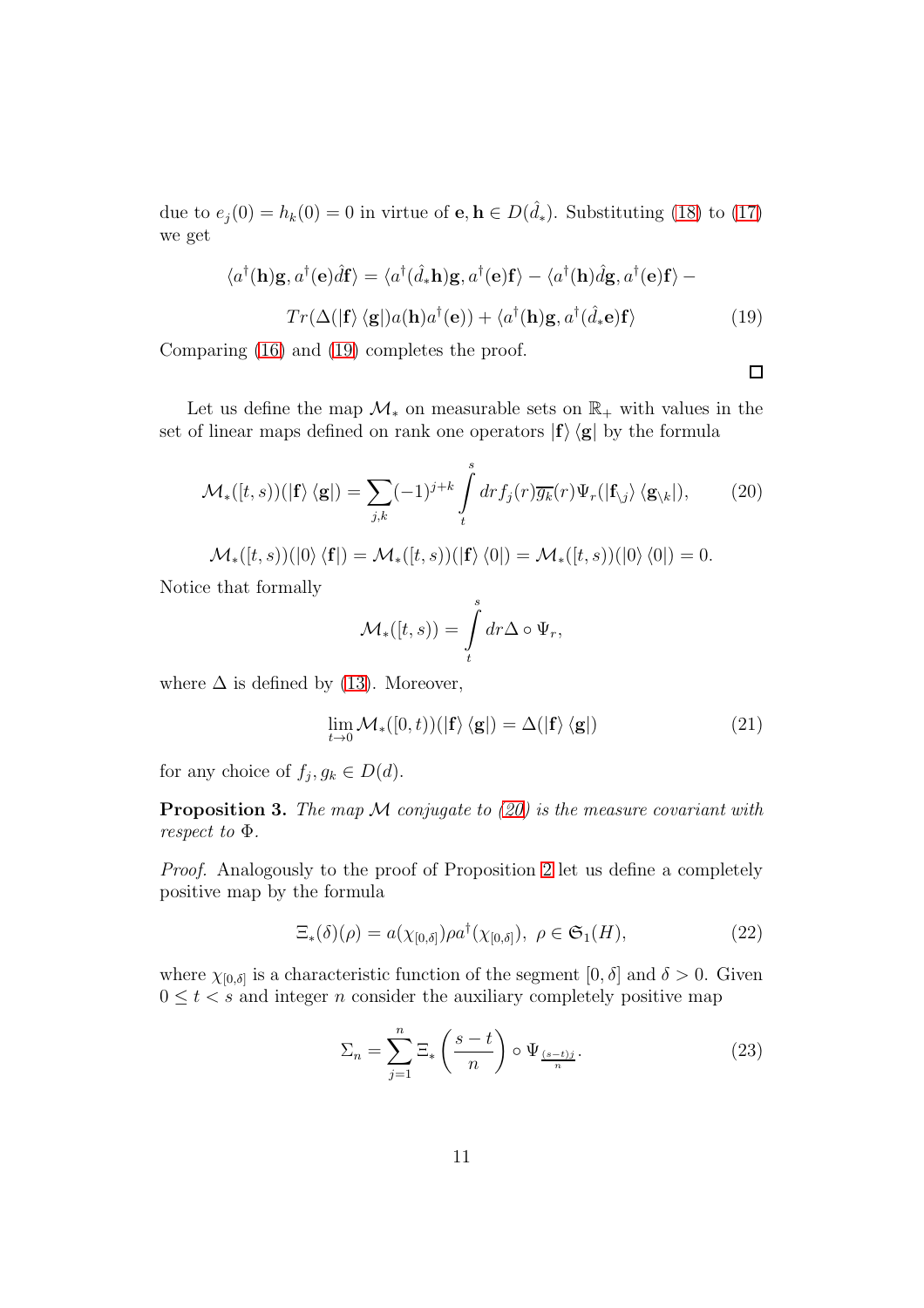due to $e_j(0) = h_k(0) = 0$ in virtue of $\mathbf{e}, \mathbf{h} \in D(\hat{d}_*)$. Substituting (18) to (17) we get

$$\langle a^\dagger(\mathbf{h})\mathbf{g}, a^\dagger(\mathbf{e})\hat{d}\mathbf{f}\rangle = \langle a^\dagger(\hat{d}_*\mathbf{h})\mathbf{g}, a^\dagger(\mathbf{e})\mathbf{f}\rangle - \langle a^\dagger(\mathbf{h})\hat{d}\mathbf{g}, a^\dagger(\mathbf{e})\mathbf{f}\rangle -$$

$$Tr(\Delta(|\mathbf{f}\rangle\langle\mathbf{g}|)a(\mathbf{h})a^\dagger(\mathbf{e})) + \langle a^\dagger(\mathbf{h})\mathbf{g}, a^\dagger(\hat{d}_*\mathbf{e})\mathbf{f}\rangle \tag{19}$$

Comparing (16) and (19) completes the proof. $\square$

Let us define the map $\mathcal{M}_*$ on measurable sets on $\mathbb{R}_+$ with values in the set of linear maps defined on rank one operators $|\mathbf{f}\rangle\langle\mathbf{g}|$ by the formula

$$\mathcal{M}_*([t,s))(|\mathbf{f}\rangle\langle\mathbf{g}|) = \sum_{j,k}(-1)^{j+k}\int_t^s dr f_j(r)\overline{g_k}(r)\Psi_r(|\mathbf{f}_{\setminus j}\rangle\langle\mathbf{g}_{\setminus k}|), \tag{20}$$

$$\mathcal{M}_*([t,s))(|0\rangle\langle\mathbf{f}|) = \mathcal{M}_*([t,s))(|\mathbf{f}\rangle\langle 0|) = \mathcal{M}_*([t,s))(|0\rangle\langle 0|) = 0.$$

Notice that formally

$$\mathcal{M}_*([t,s)) = \int_t^s dr \Delta \circ \Psi_r,$$

where $\Delta$ is defined by (13). Moreover,

$$\lim_{t\to 0}\mathcal{M}_*([0,t))(|\mathbf{f}\rangle\langle\mathbf{g}|) = \Delta(|\mathbf{f}\rangle\langle\mathbf{g}|) \tag{21}$$

for any choice of $f_j, g_k \in D(d)$.

**Proposition 3.** *The map $\mathcal{M}$ conjugate to (20) is the measure covariant with respect to $\Phi$.*

*Proof.* Analogously to the proof of Proposition 2 let us define a completely positive map by the formula

$$\Xi_*(\delta)(\rho) = a(\chi_{[0,\delta]})\rho a^\dagger(\chi_{[0,\delta]}),\ \rho \in \mathfrak{S}_1(H), \tag{22}$$

where $\chi_{[0,\delta]}$ is a characteristic function of the segment $[0,\delta]$ and $\delta > 0$. Given $0 \le t < s$ and integer $n$ consider the auxiliary completely positive map

$$\Sigma_n = \sum_{j=1}^n \Xi_*\left(\frac{s-t}{n}\right)\circ\Psi_{\frac{(s-t)j}{n}}. \tag{23}$$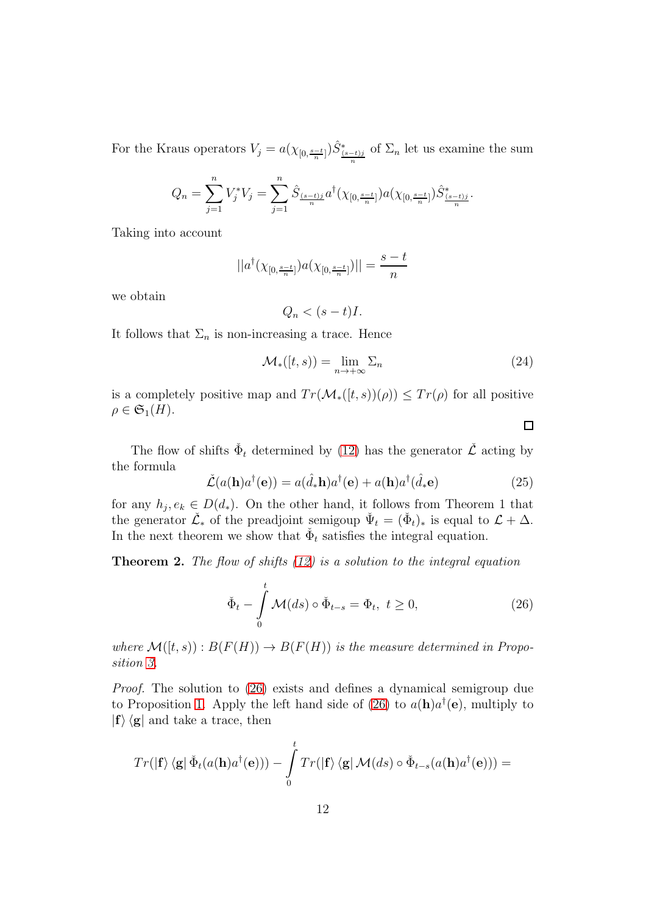For the Kraus operators $V_j = a(\chi_{[0,\frac{s-t}{n}]})\hat{S}^*_{\frac{(s-t)j}{n}}$ of $\Sigma_n$ let us examine the sum

$$Q_n = \sum_{j=1}^{n} V_j^* V_j = \sum_{j=1}^{n} \hat{S}_{\frac{(s-t)j}{n}} a^\dagger(\chi_{[0,\frac{s-t}{n}]}) a(\chi_{[0,\frac{s-t}{n}]}) \hat{S}^*_{\frac{(s-t)j}{n}}.$$

Taking into account

$$||a^\dagger(\chi_{[0,\frac{s-t}{n}]}) a(\chi_{[0,\frac{s-t}{n}]})|| = \frac{s-t}{n}$$

we obtain

$$Q_n < (s-t)I.$$

It follows that $\Sigma_n$ is non-increasing a trace. Hence

$$\mathcal{M}_*([t,s)) = \lim_{n\to+\infty} \Sigma_n \tag{24}$$

is a completely positive map and $Tr(\mathcal{M}_*([t,s))(\rho)) \leq Tr(\rho)$ for all positive $\rho \in \mathfrak{S}_1(H)$.

□

The flow of shifts $\check{\Phi}_t$ determined by (12) has the generator $\check{\mathcal{L}}$ acting by the formula

$$\check{\mathcal{L}}(a(\mathbf{h})a^\dagger(\mathbf{e})) = a(\hat{d}_*\mathbf{h})a^\dagger(\mathbf{e}) + a(\mathbf{h})a^\dagger(\hat{d}_*\mathbf{e}) \tag{25}$$

for any $h_j, e_k \in D(d_*)$. On the other hand, it follows from Theorem 1 that the generator $\check{\mathcal{L}}_*$ of the preadjoint semigroup $\check{\Psi}_t = (\check{\Phi}_t)_*$ is equal to $\mathcal{L} + \Delta$. In the next theorem we show that $\check{\Phi}_t$ satisfies the integral equation.

**Theorem 2.** *The flow of shifts (12) is a solution to the integral equation*

$$\check{\Phi}_t - \int_0^t \mathcal{M}(ds) \circ \check{\Phi}_{t-s} = \Phi_t,\ t \geq 0, \tag{26}$$

*where $\mathcal{M}([t,s)) : B(F(H)) \to B(F(H))$ is the measure determined in Proposition 3.*

*Proof.* The solution to (26) exists and defines a dynamical semigroup due to Proposition 1. Apply the left hand side of (26) to $a(\mathbf{h})a^\dagger(\mathbf{e})$, multiply to $|\mathbf{f}\rangle\langle\mathbf{g}|$ and take a trace, then

$$Tr(|\mathbf{f}\rangle\langle\mathbf{g}|\,\check{\Phi}_t(a(\mathbf{h})a^\dagger(\mathbf{e}))) - \int_0^t Tr(|\mathbf{f}\rangle\langle\mathbf{g}|\,\mathcal{M}(ds) \circ \check{\Phi}_{t-s}(a(\mathbf{h})a^\dagger(\mathbf{e}))) =$$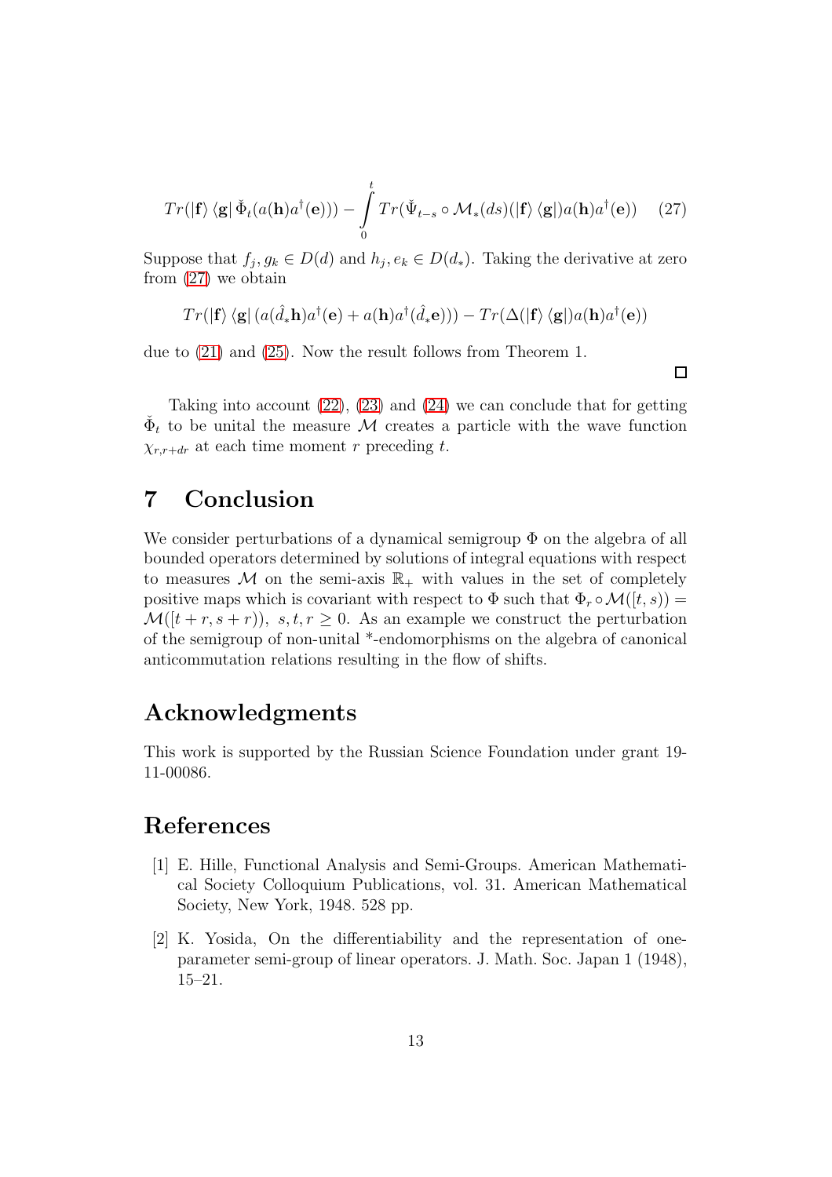$$
Tr(|\mathbf{f}\rangle\langle\mathbf{g}|\check{\Phi}_t(a(\mathbf{h})a^\dagger(\mathbf{e}))) - \int\limits_0^t Tr(\check{\Psi}_{t-s}\circ\mathcal{M}_*(ds)(|\mathbf{f}\rangle\langle\mathbf{g}|)a(\mathbf{h})a^\dagger(\mathbf{e})) \quad (27)
$$

Suppose that $f_j, g_k \in D(d)$ and $h_j, e_k \in D(d_*)$. Taking the derivative at zero from (27) we obtain

$$
Tr(|\mathbf{f}\rangle\langle\mathbf{g}|(a(\hat{d}_*\mathbf{h})a^\dagger(\mathbf{e}) + a(\mathbf{h})a^\dagger(\hat{d}_*\mathbf{e}))) - Tr(\Delta(|\mathbf{f}\rangle\langle\mathbf{g}|)a(\mathbf{h})a^\dagger(\mathbf{e}))
$$

due to (21) and (25). Now the result follows from Theorem 1.

□

Taking into account (22), (23) and (24) we can conclude that for getting $\check{\Phi}_t$ to be unital the measure $\mathcal{M}$ creates a particle with the wave function $\chi_{r,r+dr}$ at each time moment $r$ preceding $t$.

# 7 Conclusion

We consider perturbations of a dynamical semigroup $\Phi$ on the algebra of all bounded operators determined by solutions of integral equations with respect to measures $\mathcal{M}$ on the semi-axis $\mathbb{R}_+$ with values in the set of completely positive maps which is covariant with respect to $\Phi$ such that $\Phi_r\circ\mathcal{M}([t,s)) = \mathcal{M}([t+r,s+r)),\ s,t,r\geq 0$. As an example we construct the perturbation of the semigroup of non-unital *-endomorphisms on the algebra of canonical anticommutation relations resulting in the flow of shifts.

# Acknowledgments

This work is supported by the Russian Science Foundation under grant 19-11-00086.

# References

[1] E. Hille, Functional Analysis and Semi-Groups. American Mathematical Society Colloquium Publications, vol. 31. American Mathematical Society, New York, 1948. 528 pp.

[2] K. Yosida, On the differentiability and the representation of one-parameter semi-group of linear operators. J. Math. Soc. Japan 1 (1948), 15–21.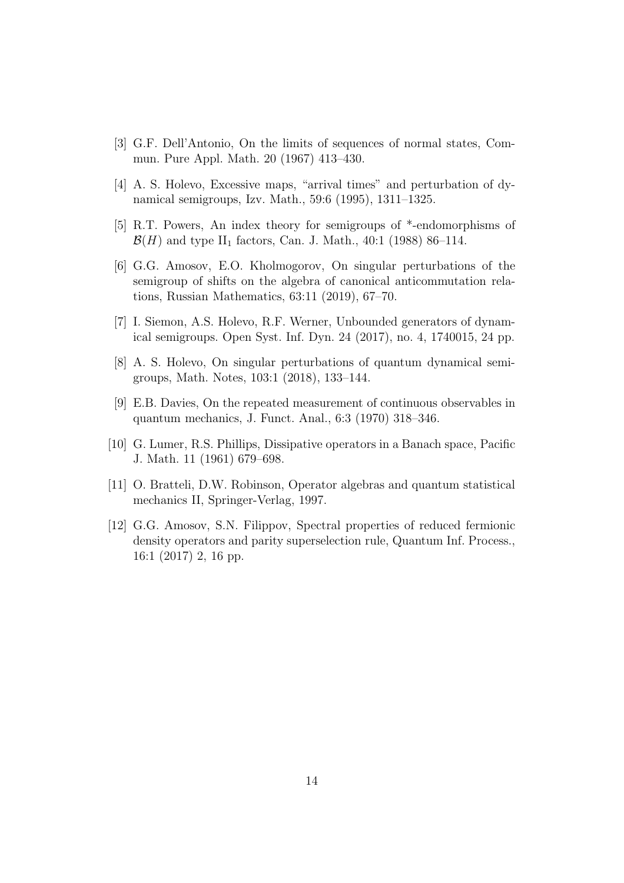[3] G.F. Dell'Antonio, On the limits of sequences of normal states, Commun. Pure Appl. Math. 20 (1967) 413–430.

[4] A. S. Holevo, Excessive maps, "arrival times" and perturbation of dynamical semigroups, Izv. Math., 59:6 (1995), 1311–1325.

[5] R.T. Powers, An index theory for semigroups of *-endomorphisms of $\mathcal{B}(H)$ and type $\text{II}_1$ factors, Can. J. Math., 40:1 (1988) 86–114.

[6] G.G. Amosov, E.O. Kholmogorov, On singular perturbations of the semigroup of shifts on the algebra of canonical anticommutation relations, Russian Mathematics, 63:11 (2019), 67–70.

[7] I. Siemon, A.S. Holevo, R.F. Werner, Unbounded generators of dynamical semigroups. Open Syst. Inf. Dyn. 24 (2017), no. 4, 1740015, 24 pp.

[8] A. S. Holevo, On singular perturbations of quantum dynamical semigroups, Math. Notes, 103:1 (2018), 133–144.

[9] E.B. Davies, On the repeated measurement of continuous observables in quantum mechanics, J. Funct. Anal., 6:3 (1970) 318–346.

[10] G. Lumer, R.S. Phillips, Dissipative operators in a Banach space, Pacific J. Math. 11 (1961) 679–698.

[11] O. Bratteli, D.W. Robinson, Operator algebras and quantum statistical mechanics II, Springer-Verlag, 1997.

[12] G.G. Amosov, S.N. Filippov, Spectral properties of reduced fermionic density operators and parity superselection rule, Quantum Inf. Process., 16:1 (2017) 2, 16 pp.